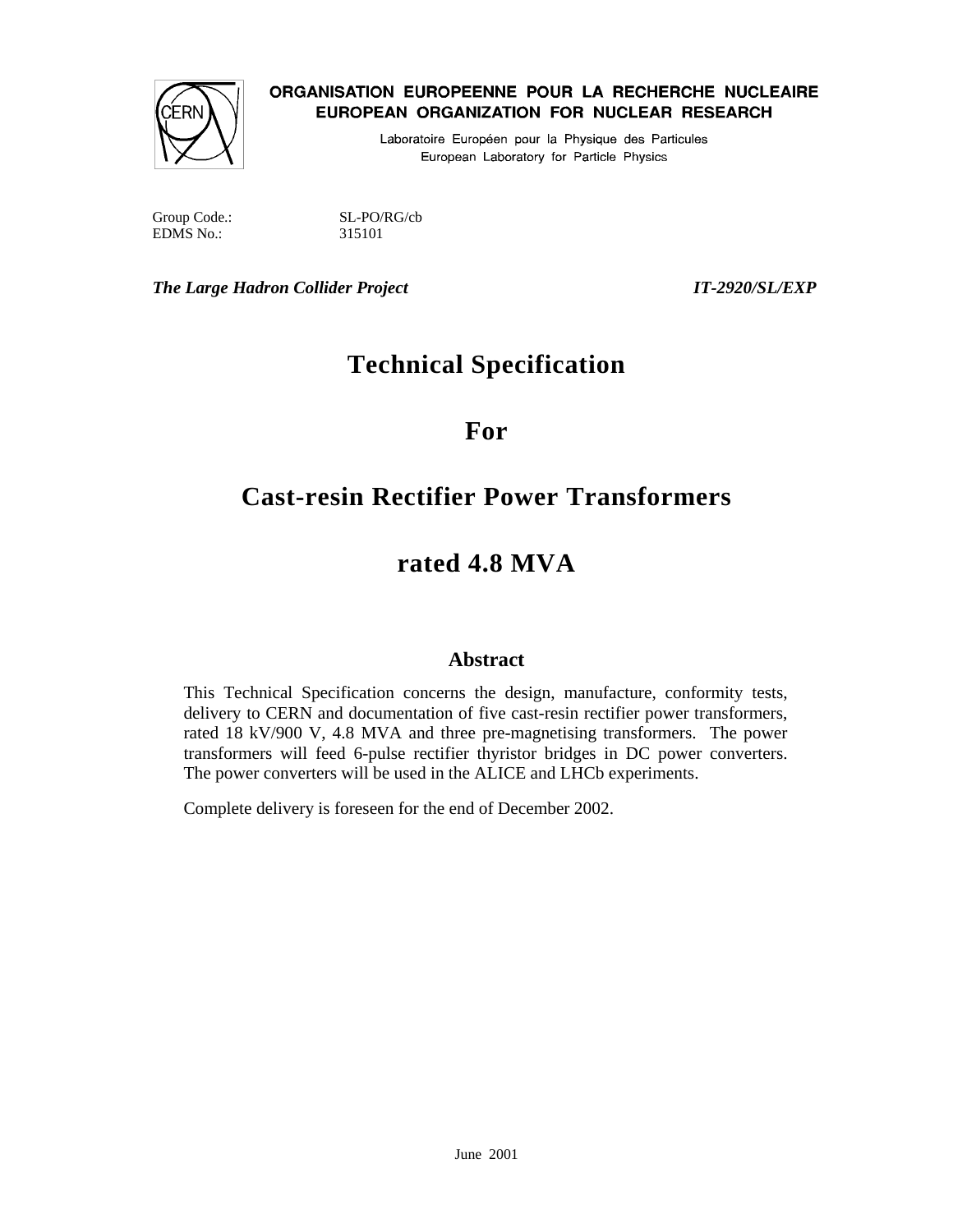ORGANISATION EUROPEENNE POUR LA RECHERCHE NUCLEAIRE
EUROPEAN ORGANIZATION FOR NUCLEAR RESEARCH

Laboratoire Européen pour la Physique des Particules
European Laboratory for Particle Physics

Group Code.: SL-PO/RG/cb
EDMS No.: 315101

***The Large Hadron Collider Project*** ***IT-2920/SL/EXP***

# Technical Specification

# For

# Cast-resin Rectifier Power Transformers

# rated 4.8 MVA

## Abstract

This Technical Specification concerns the design, manufacture, conformity tests, delivery to CERN and documentation of five cast-resin rectifier power transformers, rated 18 kV/900 V, 4.8 MVA and three pre-magnetising transformers. The power transformers will feed 6-pulse rectifier thyristor bridges in DC power converters. The power converters will be used in the ALICE and LHCb experiments.

Complete delivery is foreseen for the end of December 2002.

June 2001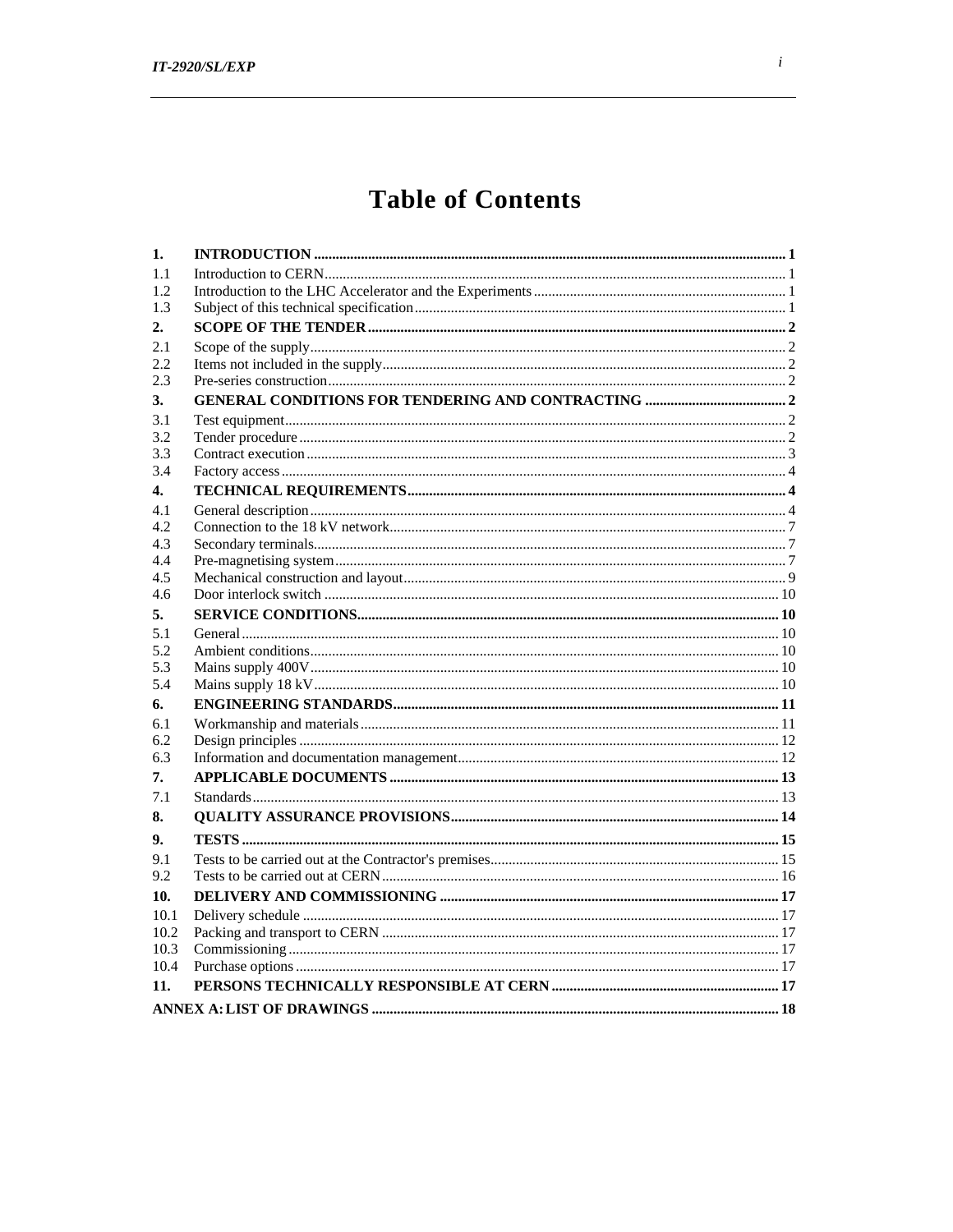# Table of Contents

**1. INTRODUCTION** ..... 1

1.1 Introduction to CERN ..... 1
1.2 Introduction to the LHC Accelerator and the Experiments ..... 1
1.3 Subject of this technical specification ..... 1

**2. SCOPE OF THE TENDER** ..... 2

2.1 Scope of the supply ..... 2
2.2 Items not included in the supply ..... 2
2.3 Pre-series construction ..... 2

**3. GENERAL CONDITIONS FOR TENDERING AND CONTRACTING** ..... 2

3.1 Test equipment ..... 2
3.2 Tender procedure ..... 2
3.3 Contract execution ..... 3
3.4 Factory access ..... 4

**4. TECHNICAL REQUIREMENTS** ..... 4

4.1 General description ..... 4
4.2 Connection to the 18 kV network ..... 7
4.3 Secondary terminals ..... 7
4.4 Pre-magnetising system ..... 7
4.5 Mechanical construction and layout ..... 9
4.6 Door interlock switch ..... 10

**5. SERVICE CONDITIONS** ..... 10

5.1 General ..... 10
5.2 Ambient conditions ..... 10
5.3 Mains supply 400V ..... 10
5.4 Mains supply 18 kV ..... 10

**6. ENGINEERING STANDARDS** ..... 11

6.1 Workmanship and materials ..... 11
6.2 Design principles ..... 12
6.3 Information and documentation management ..... 12

**7. APPLICABLE DOCUMENTS** ..... 13

7.1 Standards ..... 13

**8. QUALITY ASSURANCE PROVISIONS** ..... 14

**9. TESTS** ..... 15

9.1 Tests to be carried out at the Contractor's premises ..... 15
9.2 Tests to be carried out at CERN ..... 16

**10. DELIVERY AND COMMISSIONING** ..... 17

10.1 Delivery schedule ..... 17
10.2 Packing and transport to CERN ..... 17
10.3 Commissioning ..... 17
10.4 Purchase options ..... 17

**11. PERSONS TECHNICALLY RESPONSIBLE AT CERN** ..... 17

**ANNEX A: LIST OF DRAWINGS** ..... 18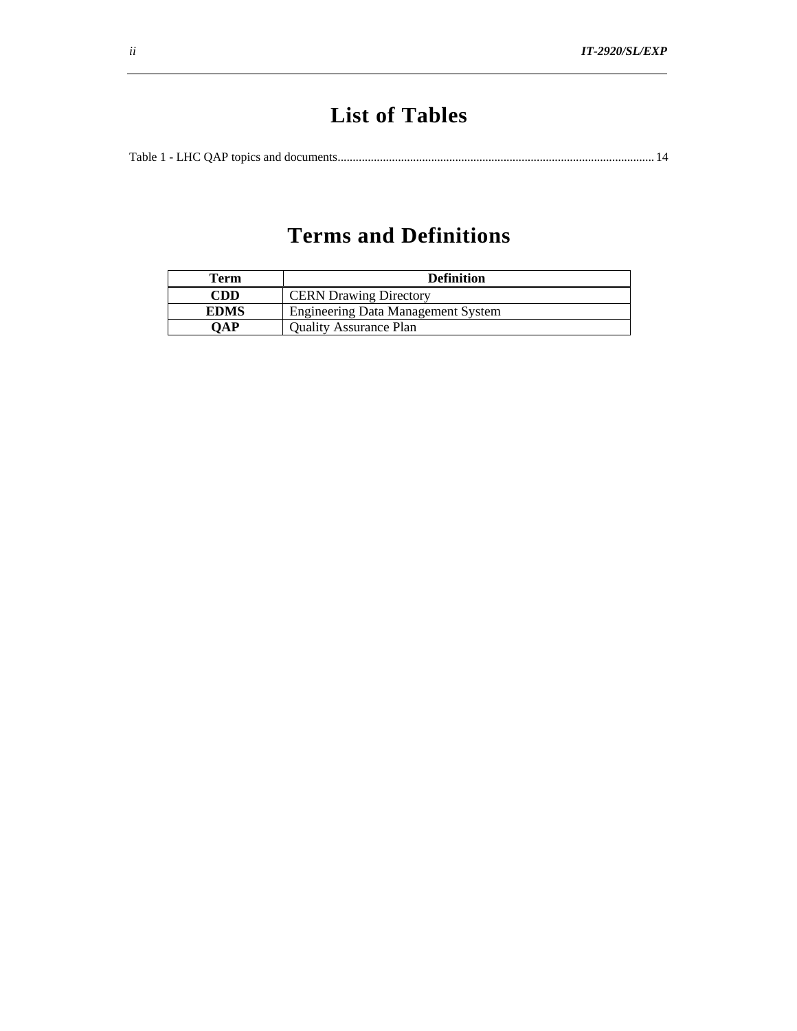# List of Tables

Table 1 - LHC QAP topics and documents........................................................................................................14

# Terms and Definitions

| Term | Definition |
|---|---|
| **CDD** | CERN Drawing Directory |
| **EDMS** | Engineering Data Management System |
| **QAP** | Quality Assurance Plan |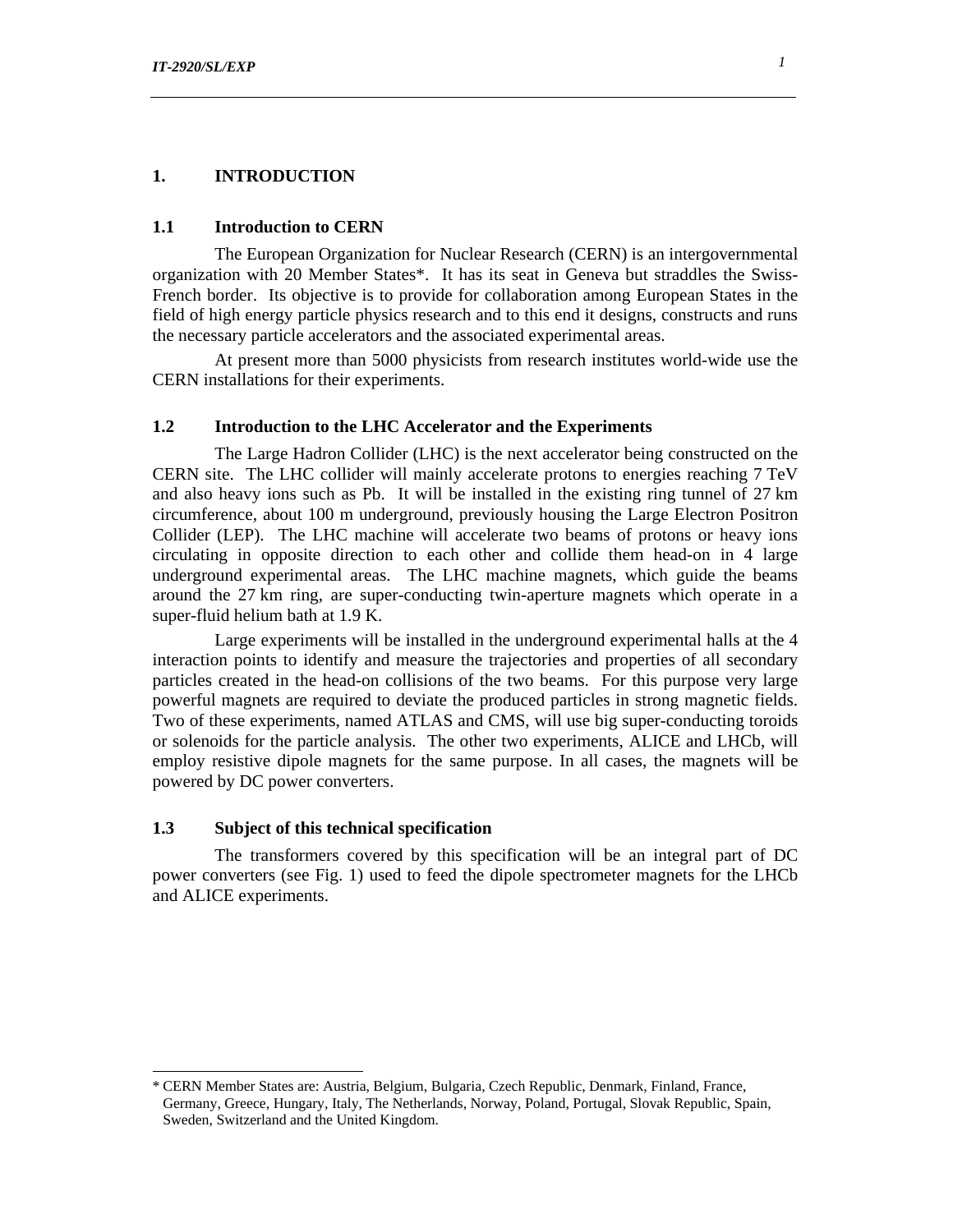# 1. INTRODUCTION

## 1.1 Introduction to CERN

The European Organization for Nuclear Research (CERN) is an intergovernmental organization with 20 Member States*. It has its seat in Geneva but straddles the Swiss-French border. Its objective is to provide for collaboration among European States in the field of high energy particle physics research and to this end it designs, constructs and runs the necessary particle accelerators and the associated experimental areas.

At present more than 5000 physicists from research institutes world-wide use the CERN installations for their experiments.

## 1.2 Introduction to the LHC Accelerator and the Experiments

The Large Hadron Collider (LHC) is the next accelerator being constructed on the CERN site. The LHC collider will mainly accelerate protons to energies reaching 7 TeV and also heavy ions such as Pb. It will be installed in the existing ring tunnel of 27 km circumference, about 100 m underground, previously housing the Large Electron Positron Collider (LEP). The LHC machine will accelerate two beams of protons or heavy ions circulating in opposite direction to each other and collide them head-on in 4 large underground experimental areas. The LHC machine magnets, which guide the beams around the 27 km ring, are super-conducting twin-aperture magnets which operate in a super-fluid helium bath at 1.9 K.

Large experiments will be installed in the underground experimental halls at the 4 interaction points to identify and measure the trajectories and properties of all secondary particles created in the head-on collisions of the two beams. For this purpose very large powerful magnets are required to deviate the produced particles in strong magnetic fields. Two of these experiments, named ATLAS and CMS, will use big super-conducting toroids or solenoids for the particle analysis. The other two experiments, ALICE and LHCb, will employ resistive dipole magnets for the same purpose. In all cases, the magnets will be powered by DC power converters.

## 1.3 Subject of this technical specification

The transformers covered by this specification will be an integral part of DC power converters (see Fig. 1) used to feed the dipole spectrometer magnets for the LHCb and ALICE experiments.

---

* CERN Member States are: Austria, Belgium, Bulgaria, Czech Republic, Denmark, Finland, France, Germany, Greece, Hungary, Italy, The Netherlands, Norway, Poland, Portugal, Slovak Republic, Spain, Sweden, Switzerland and the United Kingdom.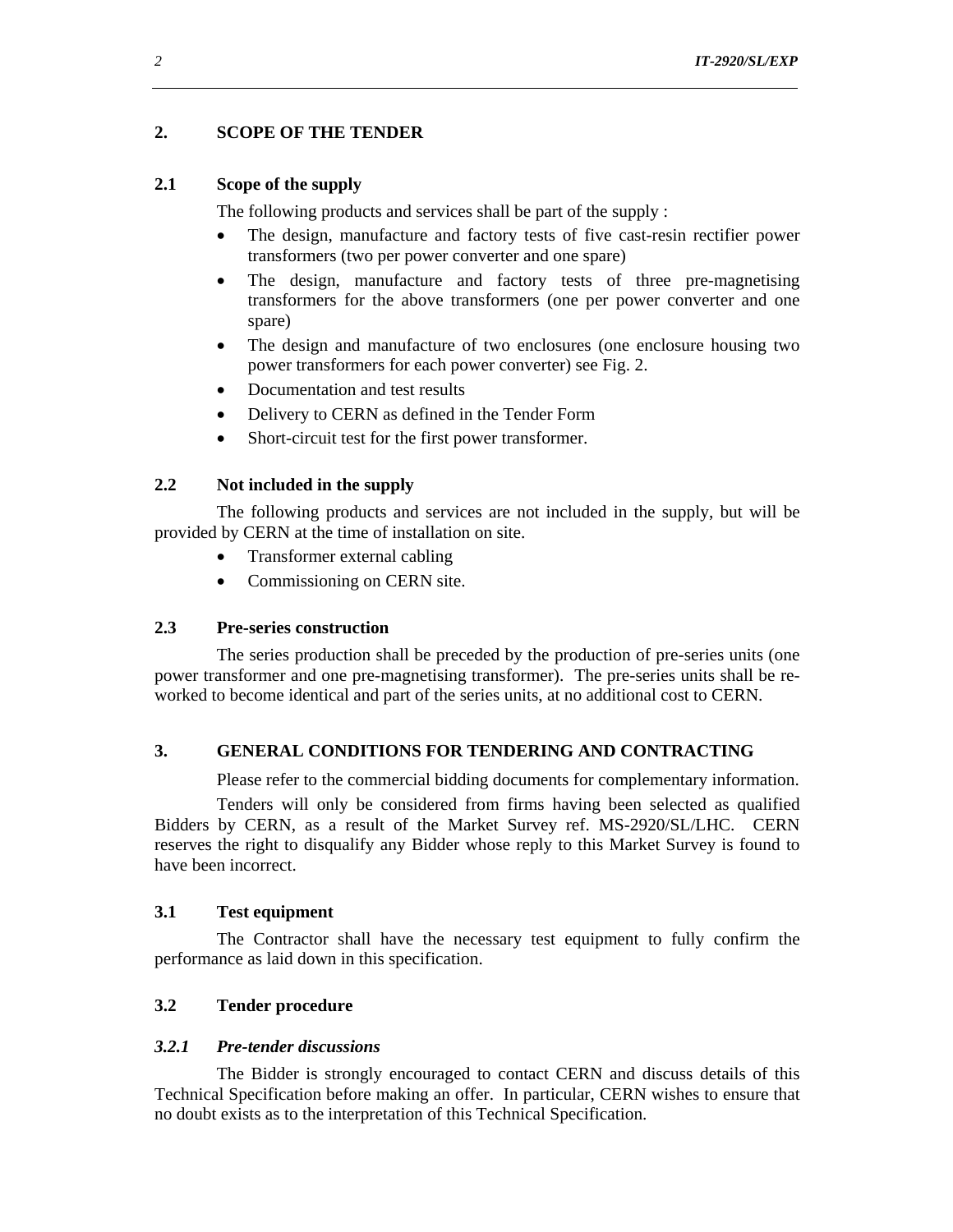## 2. SCOPE OF THE TENDER

### 2.1 Scope of the supply

The following products and services shall be part of the supply :

- The design, manufacture and factory tests of five cast-resin rectifier power transformers (two per power converter and one spare)
- The design, manufacture and factory tests of three pre-magnetising transformers for the above transformers (one per power converter and one spare)
- The design and manufacture of two enclosures (one enclosure housing two power transformers for each power converter) see Fig. 2.
- Documentation and test results
- Delivery to CERN as defined in the Tender Form
- Short-circuit test for the first power transformer.

### 2.2 Not included in the supply

The following products and services are not included in the supply, but will be provided by CERN at the time of installation on site.

- Transformer external cabling
- Commissioning on CERN site.

### 2.3 Pre-series construction

The series production shall be preceded by the production of pre-series units (one power transformer and one pre-magnetising transformer). The pre-series units shall be re-worked to become identical and part of the series units, at no additional cost to CERN.

## 3. GENERAL CONDITIONS FOR TENDERING AND CONTRACTING

Please refer to the commercial bidding documents for complementary information.

Tenders will only be considered from firms having been selected as qualified Bidders by CERN, as a result of the Market Survey ref. MS-2920/SL/LHC. CERN reserves the right to disqualify any Bidder whose reply to this Market Survey is found to have been incorrect.

### 3.1 Test equipment

The Contractor shall have the necessary test equipment to fully confirm the performance as laid down in this specification.

### 3.2 Tender procedure

#### *3.2.1 Pre-tender discussions*

The Bidder is strongly encouraged to contact CERN and discuss details of this Technical Specification before making an offer. In particular, CERN wishes to ensure that no doubt exists as to the interpretation of this Technical Specification.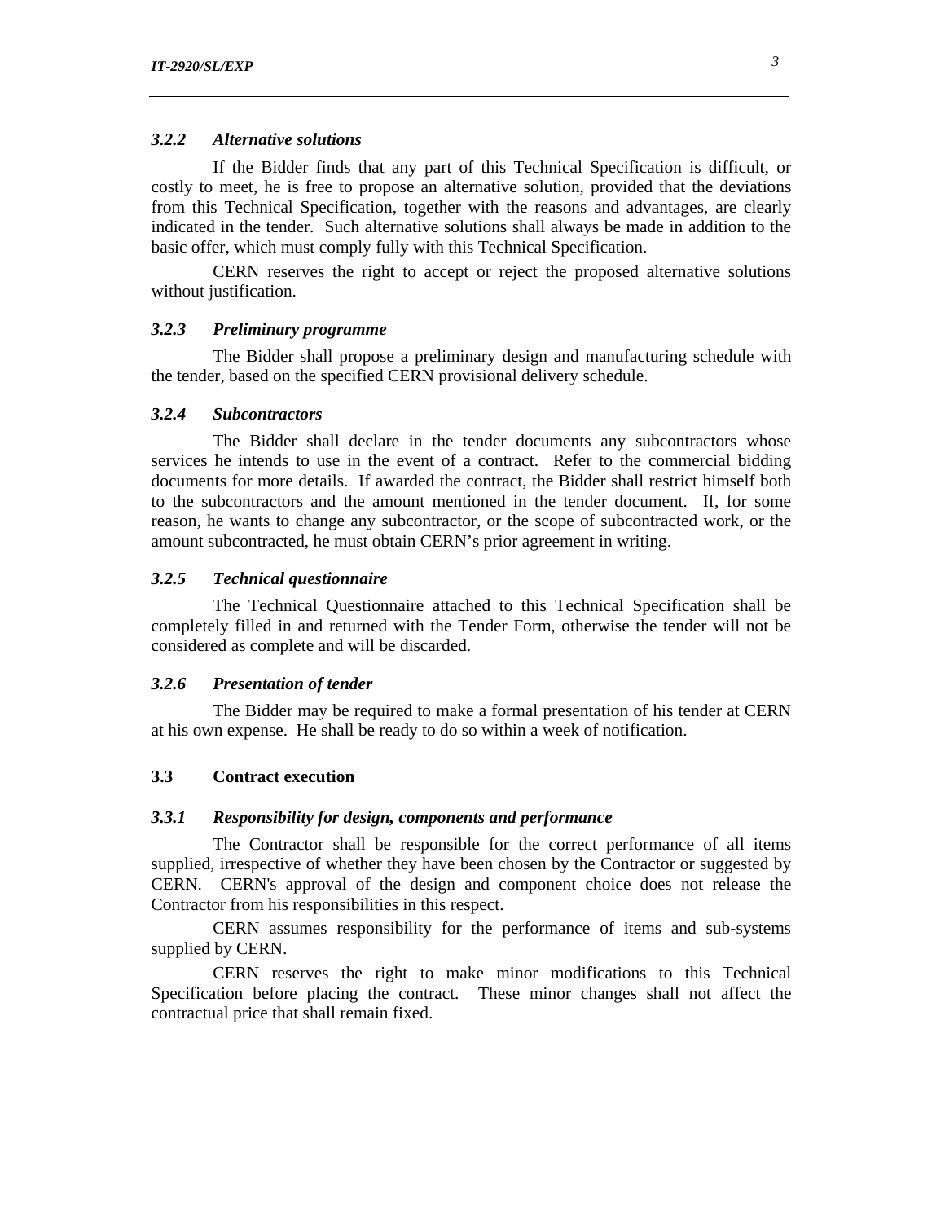### *3.2.2 Alternative solutions*

If the Bidder finds that any part of this Technical Specification is difficult, or costly to meet, he is free to propose an alternative solution, provided that the deviations from this Technical Specification, together with the reasons and advantages, are clearly indicated in the tender. Such alternative solutions shall always be made in addition to the basic offer, which must comply fully with this Technical Specification.

CERN reserves the right to accept or reject the proposed alternative solutions without justification.

### *3.2.3 Preliminary programme*

The Bidder shall propose a preliminary design and manufacturing schedule with the tender, based on the specified CERN provisional delivery schedule.

### *3.2.4 Subcontractors*

The Bidder shall declare in the tender documents any subcontractors whose services he intends to use in the event of a contract. Refer to the commercial bidding documents for more details. If awarded the contract, the Bidder shall restrict himself both to the subcontractors and the amount mentioned in the tender document. If, for some reason, he wants to change any subcontractor, or the scope of subcontracted work, or the amount subcontracted, he must obtain CERN's prior agreement in writing.

### *3.2.5 Technical questionnaire*

The Technical Questionnaire attached to this Technical Specification shall be completely filled in and returned with the Tender Form, otherwise the tender will not be considered as complete and will be discarded.

### *3.2.6 Presentation of tender*

The Bidder may be required to make a formal presentation of his tender at CERN at his own expense. He shall be ready to do so within a week of notification.

## 3.3 Contract execution

### *3.3.1 Responsibility for design, components and performance*

The Contractor shall be responsible for the correct performance of all items supplied, irrespective of whether they have been chosen by the Contractor or suggested by CERN. CERN's approval of the design and component choice does not release the Contractor from his responsibilities in this respect.

CERN assumes responsibility for the performance of items and sub-systems supplied by CERN.

CERN reserves the right to make minor modifications to this Technical Specification before placing the contract. These minor changes shall not affect the contractual price that shall remain fixed.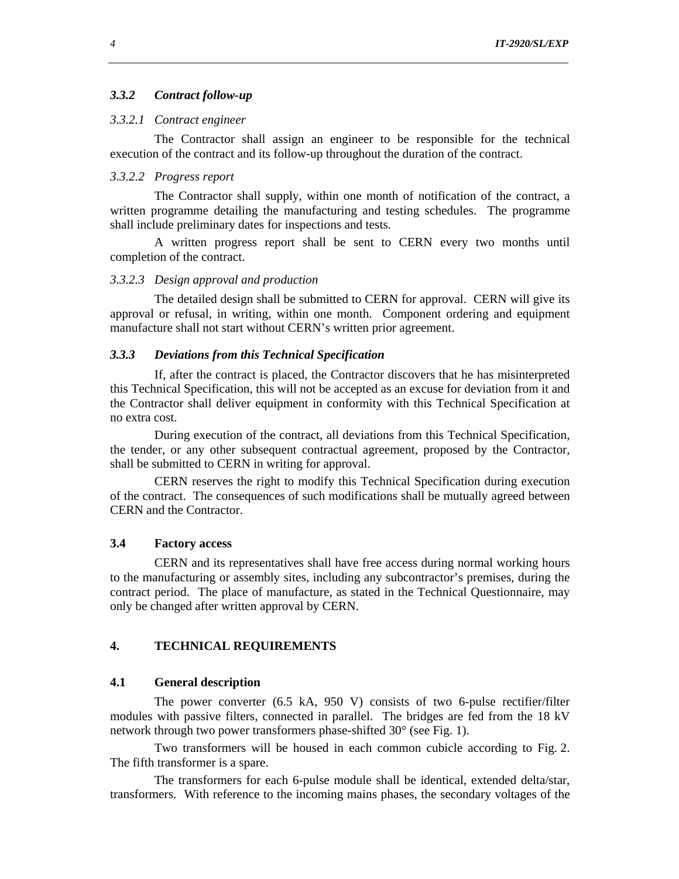### *3.3.2 Contract follow-up*

*3.3.2.1 Contract engineer*

The Contractor shall assign an engineer to be responsible for the technical execution of the contract and its follow-up throughout the duration of the contract.

*3.3.2.2 Progress report*

The Contractor shall supply, within one month of notification of the contract, a written programme detailing the manufacturing and testing schedules. The programme shall include preliminary dates for inspections and tests.

A written progress report shall be sent to CERN every two months until completion of the contract.

*3.3.2.3 Design approval and production*

The detailed design shall be submitted to CERN for approval. CERN will give its approval or refusal, in writing, within one month. Component ordering and equipment manufacture shall not start without CERN's written prior agreement.

### *3.3.3 Deviations from this Technical Specification*

If, after the contract is placed, the Contractor discovers that he has misinterpreted this Technical Specification, this will not be accepted as an excuse for deviation from it and the Contractor shall deliver equipment in conformity with this Technical Specification at no extra cost.

During execution of the contract, all deviations from this Technical Specification, the tender, or any other subsequent contractual agreement, proposed by the Contractor, shall be submitted to CERN in writing for approval.

CERN reserves the right to modify this Technical Specification during execution of the contract. The consequences of such modifications shall be mutually agreed between CERN and the Contractor.

### 3.4 Factory access

CERN and its representatives shall have free access during normal working hours to the manufacturing or assembly sites, including any subcontractor's premises, during the contract period. The place of manufacture, as stated in the Technical Questionnaire, may only be changed after written approval by CERN.

## 4. TECHNICAL REQUIREMENTS

### 4.1 General description

The power converter (6.5 kA, 950 V) consists of two 6-pulse rectifier/filter modules with passive filters, connected in parallel. The bridges are fed from the 18 kV network through two power transformers phase-shifted 30° (see Fig. 1).

Two transformers will be housed in each common cubicle according to Fig. 2. The fifth transformer is a spare.

The transformers for each 6-pulse module shall be identical, extended delta/star, transformers. With reference to the incoming mains phases, the secondary voltages of the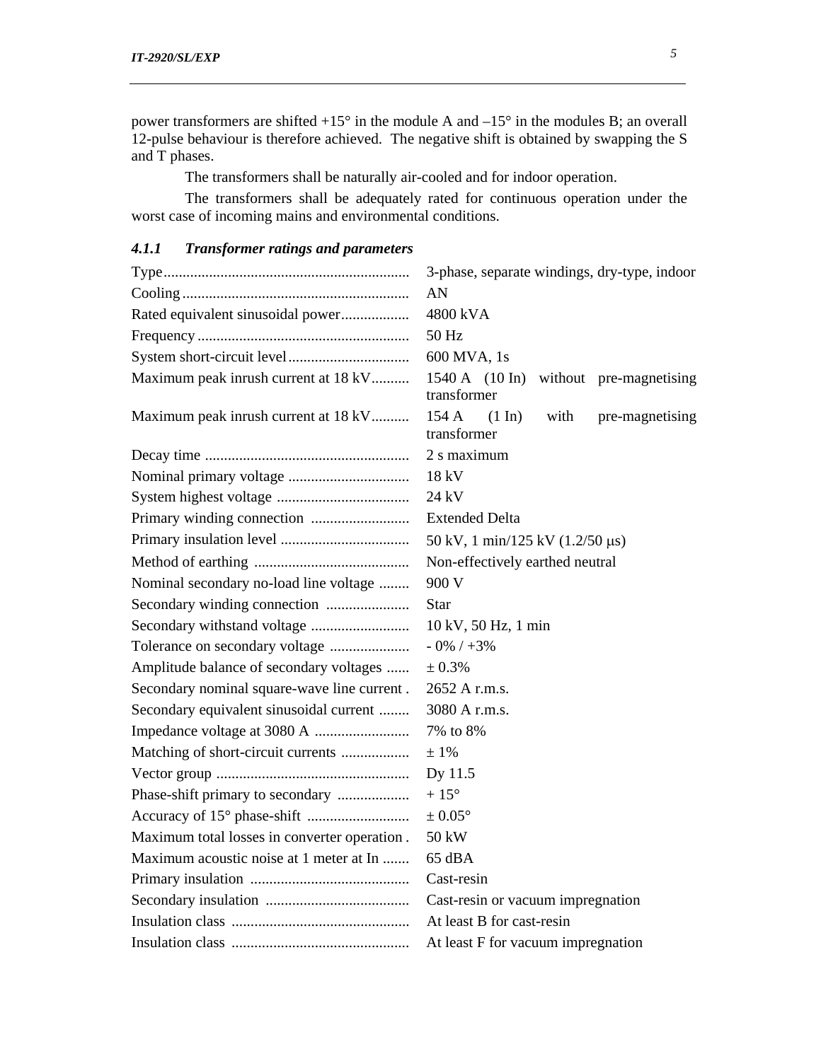power transformers are shifted +15° in the module A and –15° in the modules B; an overall 12-pulse behaviour is therefore achieved. The negative shift is obtained by swapping the S and T phases.

The transformers shall be naturally air-cooled and for indoor operation.

The transformers shall be adequately rated for continuous operation under the worst case of incoming mains and environmental conditions.

### *4.1.1 Transformer ratings and parameters*

| | |
|---|---|
| Type | 3-phase, separate windings, dry-type, indoor |
| Cooling | AN |
| Rated equivalent sinusoidal power | 4800 kVA |
| Frequency | 50 Hz |
| System short-circuit level | 600 MVA, 1s |
| Maximum peak inrush current at 18 kV | 1540 A (10 In) without pre-magnetising transformer |
| Maximum peak inrush current at 18 kV | 154 A (1 In) with pre-magnetising transformer |
| Decay time | 2 s maximum |
| Nominal primary voltage | 18 kV |
| System highest voltage | 24 kV |
| Primary winding connection | Extended Delta |
| Primary insulation level | 50 kV, 1 min/125 kV (1.2/50 μs) |
| Method of earthing | Non-effectively earthed neutral |
| Nominal secondary no-load line voltage | 900 V |
| Secondary winding connection | Star |
| Secondary withstand voltage | 10 kV, 50 Hz, 1 min |
| Tolerance on secondary voltage | - 0% / +3% |
| Amplitude balance of secondary voltages | ± 0.3% |
| Secondary nominal square-wave line current | 2652 A r.m.s. |
| Secondary equivalent sinusoidal current | 3080 A r.m.s. |
| Impedance voltage at 3080 A | 7% to 8% |
| Matching of short-circuit currents | ± 1% |
| Vector group | Dy 11.5 |
| Phase-shift primary to secondary | + 15° |
| Accuracy of 15° phase-shift | ± 0.05° |
| Maximum total losses in converter operation | 50 kW |
| Maximum acoustic noise at 1 meter at In | 65 dBA |
| Primary insulation | Cast-resin |
| Secondary insulation | Cast-resin or vacuum impregnation |
| Insulation class | At least B for cast-resin |
| Insulation class | At least F for vacuum impregnation |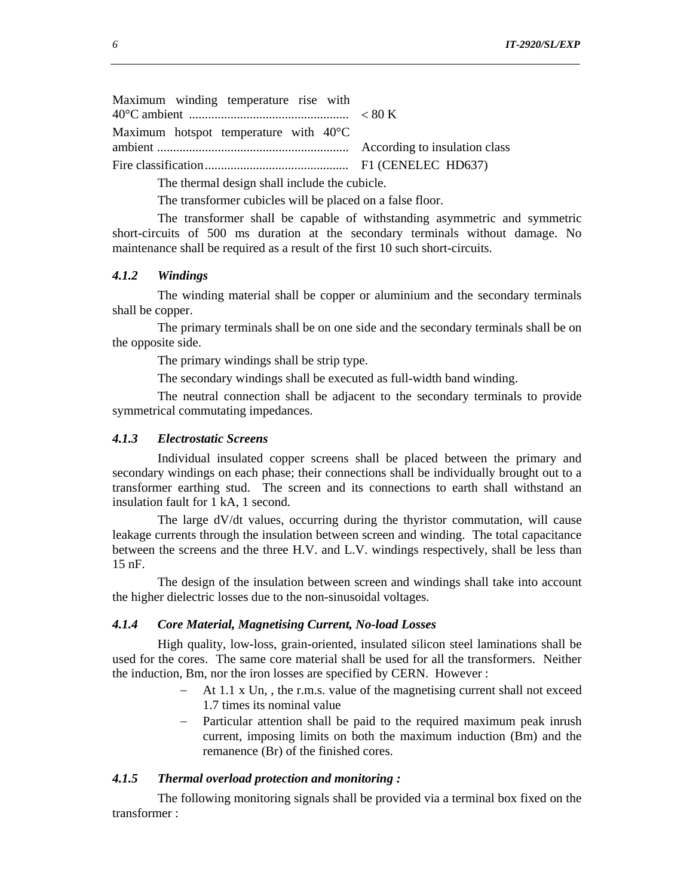Maximum winding temperature rise with 40°C ambient .................................................. < 80 K

Maximum hotspot temperature with 40°C ambient ............................................................ According to insulation class

Fire classification............................................ F1 (CENELEC HD637)

The thermal design shall include the cubicle.

The transformer cubicles will be placed on a false floor.

The transformer shall be capable of withstanding asymmetric and symmetric short-circuits of 500 ms duration at the secondary terminals without damage. No maintenance shall be required as a result of the first 10 such short-circuits.

### *4.1.2 Windings*

The winding material shall be copper or aluminium and the secondary terminals shall be copper.

The primary terminals shall be on one side and the secondary terminals shall be on the opposite side.

The primary windings shall be strip type.

The secondary windings shall be executed as full-width band winding.

The neutral connection shall be adjacent to the secondary terminals to provide symmetrical commutating impedances.

### *4.1.3 Electrostatic Screens*

Individual insulated copper screens shall be placed between the primary and secondary windings on each phase; their connections shall be individually brought out to a transformer earthing stud. The screen and its connections to earth shall withstand an insulation fault for 1 kA, 1 second.

The large dV/dt values, occurring during the thyristor commutation, will cause leakage currents through the insulation between screen and winding. The total capacitance between the screens and the three H.V. and L.V. windings respectively, shall be less than 15 nF.

The design of the insulation between screen and windings shall take into account the higher dielectric losses due to the non-sinusoidal voltages.

### *4.1.4 Core Material, Magnetising Current, No-load Losses*

High quality, low-loss, grain-oriented, insulated silicon steel laminations shall be used for the cores. The same core material shall be used for all the transformers. Neither the induction, Bm, nor the iron losses are specified by CERN. However :

- At 1.1 x Un, , the r.m.s. value of the magnetising current shall not exceed 1.7 times its nominal value
- Particular attention shall be paid to the required maximum peak inrush current, imposing limits on both the maximum induction (Bm) and the remanence (Br) of the finished cores.

### *4.1.5 Thermal overload protection and monitoring :*

The following monitoring signals shall be provided via a terminal box fixed on the transformer :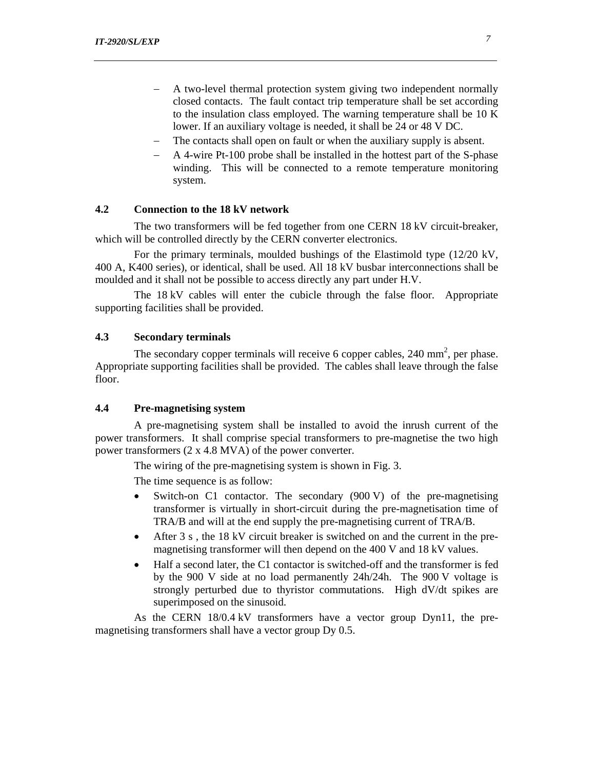- A two-level thermal protection system giving two independent normally closed contacts. The fault contact trip temperature shall be set according to the insulation class employed. The warning temperature shall be 10 K lower. If an auxiliary voltage is needed, it shall be 24 or 48 V DC.
- The contacts shall open on fault or when the auxiliary supply is absent.
- A 4-wire Pt-100 probe shall be installed in the hottest part of the S-phase winding. This will be connected to a remote temperature monitoring system.

### 4.2 Connection to the 18 kV network

The two transformers will be fed together from one CERN 18 kV circuit-breaker, which will be controlled directly by the CERN converter electronics.

For the primary terminals, moulded bushings of the Elastimold type (12/20 kV, 400 A, K400 series), or identical, shall be used. All 18 kV busbar interconnections shall be moulded and it shall not be possible to access directly any part under H.V.

The 18 kV cables will enter the cubicle through the false floor. Appropriate supporting facilities shall be provided.

### 4.3 Secondary terminals

The secondary copper terminals will receive 6 copper cables, 240 mm$^2$, per phase. Appropriate supporting facilities shall be provided. The cables shall leave through the false floor.

### 4.4 Pre-magnetising system

A pre-magnetising system shall be installed to avoid the inrush current of the power transformers. It shall comprise special transformers to pre-magnetise the two high power transformers (2 x 4.8 MVA) of the power converter.

The wiring of the pre-magnetising system is shown in Fig. 3.

The time sequence is as follow:

- Switch-on C1 contactor. The secondary (900 V) of the pre-magnetising transformer is virtually in short-circuit during the pre-magnetisation time of TRA/B and will at the end supply the pre-magnetising current of TRA/B.
- After 3 s , the 18 kV circuit breaker is switched on and the current in the pre-magnetising transformer will then depend on the 400 V and 18 kV values.
- Half a second later, the C1 contactor is switched-off and the transformer is fed by the 900 V side at no load permanently 24h/24h. The 900 V voltage is strongly perturbed due to thyristor commutations. High dV/dt spikes are superimposed on the sinusoid.

As the CERN 18/0.4 kV transformers have a vector group Dyn11, the pre-magnetising transformers shall have a vector group Dy 0.5.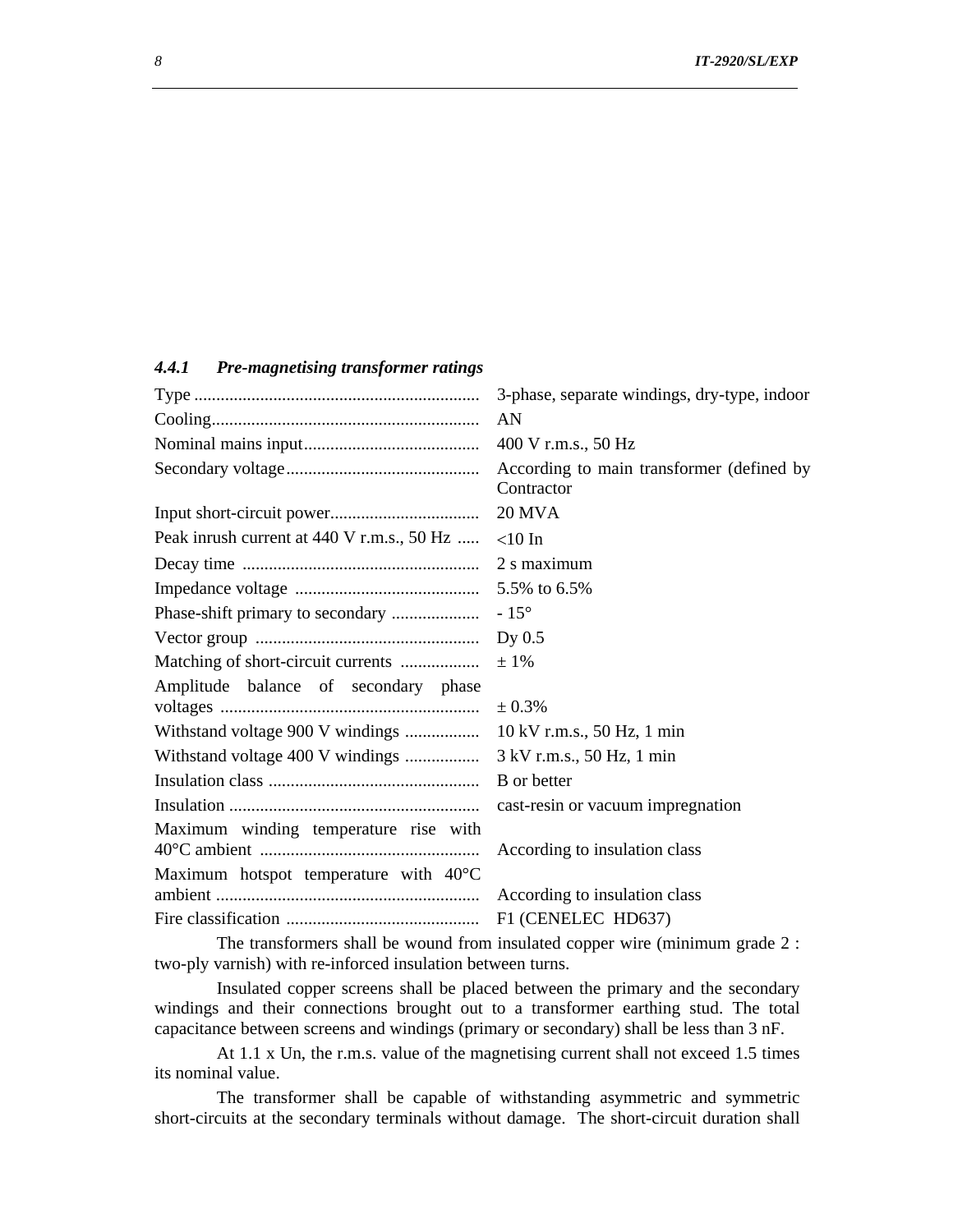#### *4.4.1 Pre-magnetising transformer ratings*

| | |
|---|---|
| Type | 3-phase, separate windings, dry-type, indoor |
| Cooling | AN |
| Nominal mains input | 400 V r.m.s., 50 Hz |
| Secondary voltage | According to main transformer (defined by Contractor |
| Input short-circuit power | 20 MVA |
| Peak inrush current at 440 V r.m.s., 50 Hz | <10 In |
| Decay time | 2 s maximum |
| Impedance voltage | 5.5% to 6.5% |
| Phase-shift primary to secondary | - 15° |
| Vector group | Dy 0.5 |
| Matching of short-circuit currents | ± 1% |
| Amplitude balance of secondary phase voltages | ± 0.3% |
| Withstand voltage 900 V windings | 10 kV r.m.s., 50 Hz, 1 min |
| Withstand voltage 400 V windings | 3 kV r.m.s., 50 Hz, 1 min |
| Insulation class | B or better |
| Insulation | cast-resin or vacuum impregnation |
| Maximum winding temperature rise with 40°C ambient | According to insulation class |
| Maximum hotspot temperature with 40°C ambient | According to insulation class |
| Fire classification | F1 (CENELEC HD637) |

The transformers shall be wound from insulated copper wire (minimum grade 2 : two-ply varnish) with re-inforced insulation between turns.

Insulated copper screens shall be placed between the primary and the secondary windings and their connections brought out to a transformer earthing stud. The total capacitance between screens and windings (primary or secondary) shall be less than 3 nF.

At 1.1 x Un, the r.m.s. value of the magnetising current shall not exceed 1.5 times its nominal value.

The transformer shall be capable of withstanding asymmetric and symmetric short-circuits at the secondary terminals without damage. The short-circuit duration shall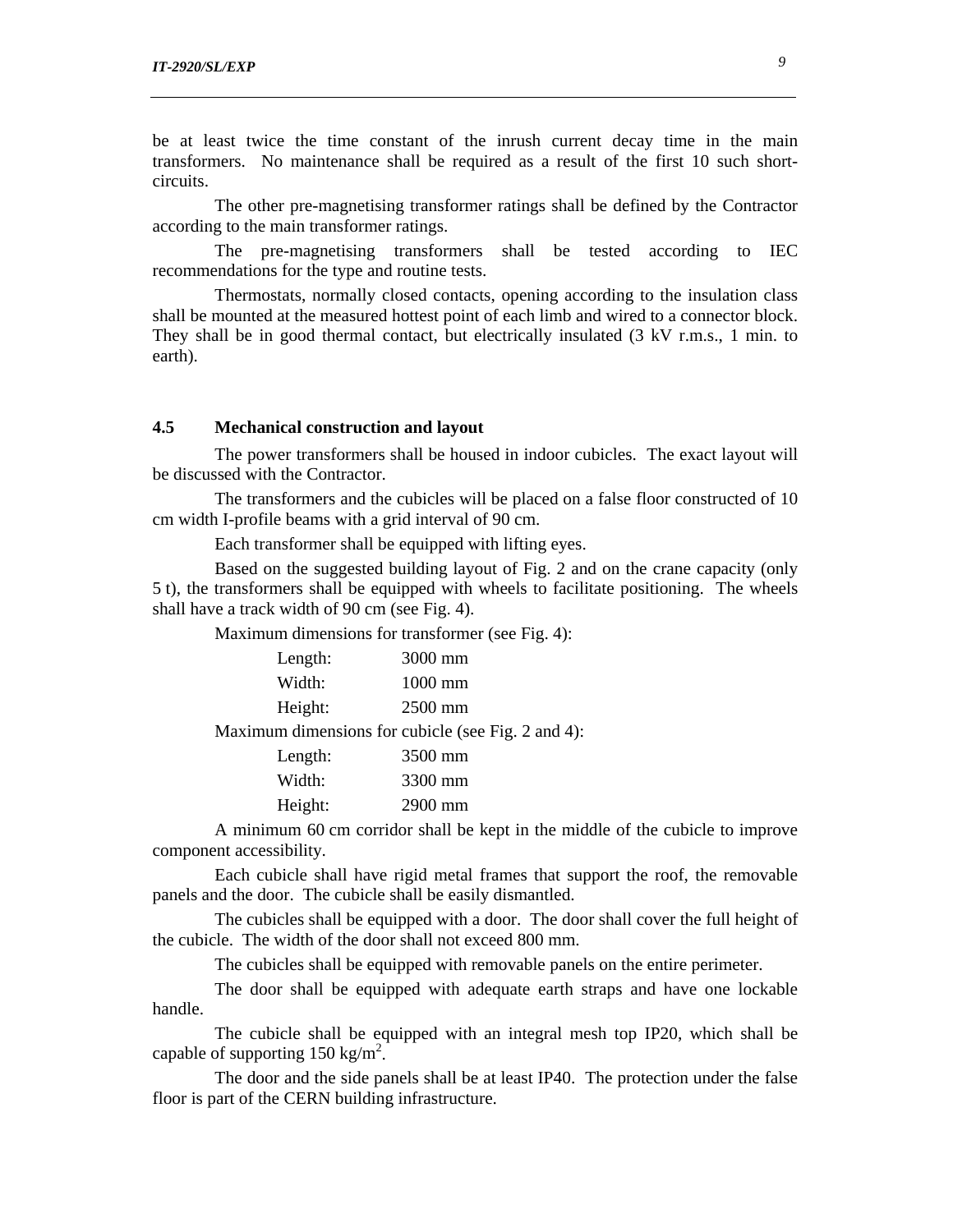be at least twice the time constant of the inrush current decay time in the main transformers. No maintenance shall be required as a result of the first 10 such short-circuits.

The other pre-magnetising transformer ratings shall be defined by the Contractor according to the main transformer ratings.

The pre-magnetising transformers shall be tested according to IEC recommendations for the type and routine tests.

Thermostats, normally closed contacts, opening according to the insulation class shall be mounted at the measured hottest point of each limb and wired to a connector block. They shall be in good thermal contact, but electrically insulated (3 kV r.m.s., 1 min. to earth).

### 4.5 Mechanical construction and layout

The power transformers shall be housed in indoor cubicles. The exact layout will be discussed with the Contractor.

The transformers and the cubicles will be placed on a false floor constructed of 10 cm width I-profile beams with a grid interval of 90 cm.

Each transformer shall be equipped with lifting eyes.

Based on the suggested building layout of Fig. 2 and on the crane capacity (only 5 t), the transformers shall be equipped with wheels to facilitate positioning. The wheels shall have a track width of 90 cm (see Fig. 4).

Maximum dimensions for transformer (see Fig. 4):

| | |
|---|---|
| Length: | 3000 mm |
| Width: | 1000 mm |
| Height: | 2500 mm |

Maximum dimensions for cubicle (see Fig. 2 and 4):

| | |
|---|---|
| Length: | 3500 mm |
| Width: | 3300 mm |
| Height: | 2900 mm |

A minimum 60 cm corridor shall be kept in the middle of the cubicle to improve component accessibility.

Each cubicle shall have rigid metal frames that support the roof, the removable panels and the door. The cubicle shall be easily dismantled.

The cubicles shall be equipped with a door. The door shall cover the full height of the cubicle. The width of the door shall not exceed 800 mm.

The cubicles shall be equipped with removable panels on the entire perimeter.

The door shall be equipped with adequate earth straps and have one lockable handle.

The cubicle shall be equipped with an integral mesh top IP20, which shall be capable of supporting 150 kg/m$^2$.

The door and the side panels shall be at least IP40. The protection under the false floor is part of the CERN building infrastructure.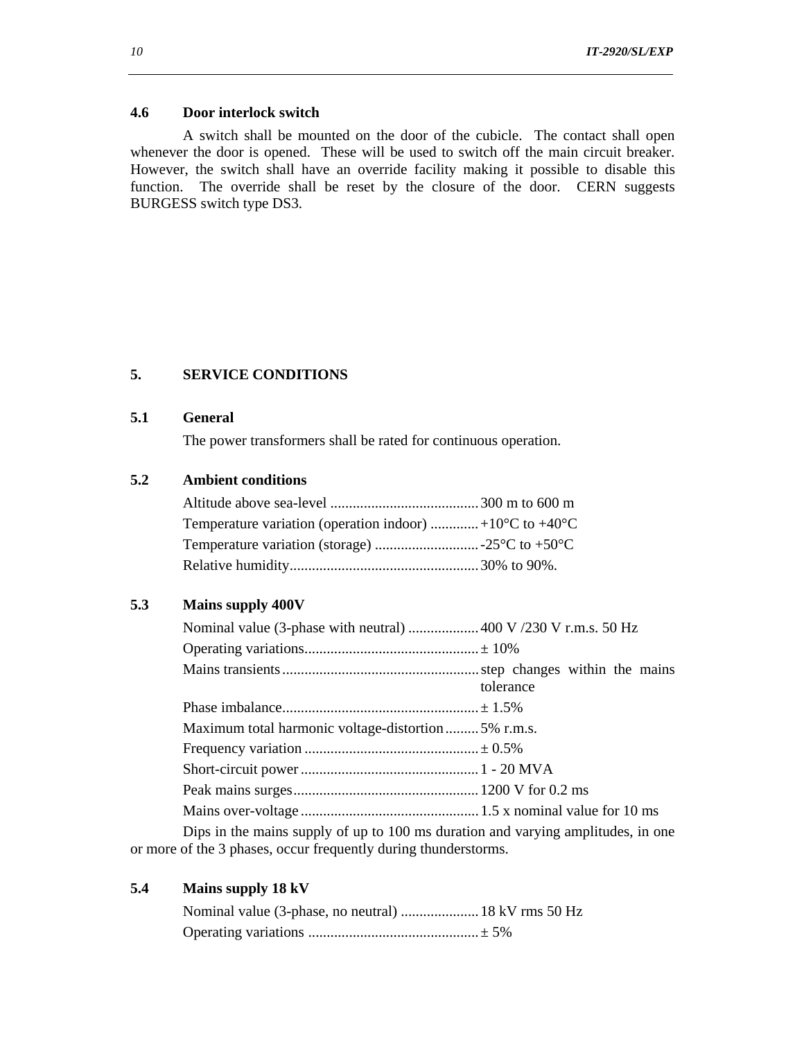### 4.6 Door interlock switch

A switch shall be mounted on the door of the cubicle. The contact shall open whenever the door is opened. These will be used to switch off the main circuit breaker. However, the switch shall have an override facility making it possible to disable this function. The override shall be reset by the closure of the door. CERN suggests BURGESS switch type DS3.

## 5. SERVICE CONDITIONS

### 5.1 General

The power transformers shall be rated for continuous operation.

### 5.2 Ambient conditions

| | |
|---|---|
| Altitude above sea-level | 300 m to 600 m |
| Temperature variation (operation indoor) | +10°C to +40°C |
| Temperature variation (storage) | -25°C to +50°C |
| Relative humidity | 30% to 90%. |

### 5.3 Mains supply 400V

| | |
|---|---|
| Nominal value (3-phase with neutral) | 400 V /230 V r.m.s. 50 Hz |
| Operating variations | ± 10% |
| Mains transients | step changes within the mains tolerance |
| Phase imbalance | ± 1.5% |
| Maximum total harmonic voltage-distortion | 5% r.m.s. |
| Frequency variation | ± 0.5% |
| Short-circuit power | 1 - 20 MVA |
| Peak mains surges | 1200 V for 0.2 ms |
| Mains over-voltage | 1.5 x nominal value for 10 ms |

Dips in the mains supply of up to 100 ms duration and varying amplitudes, in one or more of the 3 phases, occur frequently during thunderstorms.

### 5.4 Mains supply 18 kV

| | |
|---|---|
| Nominal value (3-phase, no neutral) | 18 kV rms 50 Hz |
| Operating variations | ± 5% |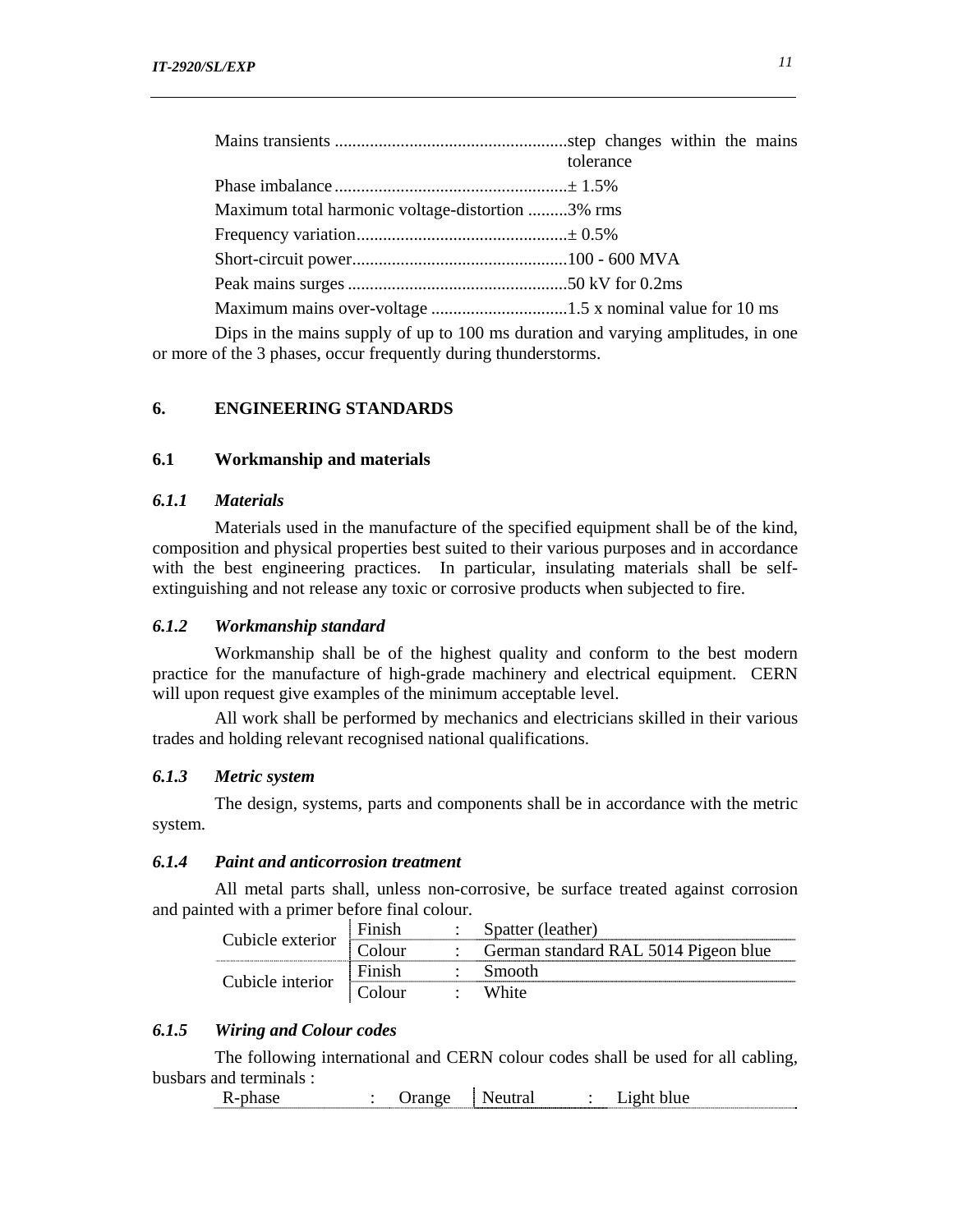Mains transients ....................................................step changes within the mains tolerance

Phase imbalance ....................................................± 1.5%

Maximum total harmonic voltage-distortion .........3% rms

Frequency variation................................................± 0.5%

Short-circuit power.................................................100 - 600 MVA

Peak mains surges ..................................................50 kV for 0.2ms

Maximum mains over-voltage ...............................1.5 x nominal value for 10 ms

Dips in the mains supply of up to 100 ms duration and varying amplitudes, in one or more of the 3 phases, occur frequently during thunderstorms.

# 6. ENGINEERING STANDARDS

## 6.1 Workmanship and materials

### *6.1.1 Materials*

Materials used in the manufacture of the specified equipment shall be of the kind, composition and physical properties best suited to their various purposes and in accordance with the best engineering practices. In particular, insulating materials shall be self-extinguishing and not release any toxic or corrosive products when subjected to fire.

### *6.1.2 Workmanship standard*

Workmanship shall be of the highest quality and conform to the best modern practice for the manufacture of high-grade machinery and electrical equipment. CERN will upon request give examples of the minimum acceptable level.

All work shall be performed by mechanics and electricians skilled in their various trades and holding relevant recognised national qualifications.

### *6.1.3 Metric system*

The design, systems, parts and components shall be in accordance with the metric system.

### *6.1.4 Paint and anticorrosion treatment*

All metal parts shall, unless non-corrosive, be surface treated against corrosion and painted with a primer before final colour.

| | | | |
|---|---|---|---|
| Cubicle exterior | Finish | : | Spatter (leather) |
| | Colour | : | German standard RAL 5014 Pigeon blue |
| Cubicle interior | Finish | : | Smooth |
| | Colour | : | White |

### *6.1.5 Wiring and Colour codes*

The following international and CERN colour codes shall be used for all cabling, busbars and terminals :

| | | | | | |
|---|---|---|---|---|---|
| R-phase | : | Orange | Neutral | : | Light blue |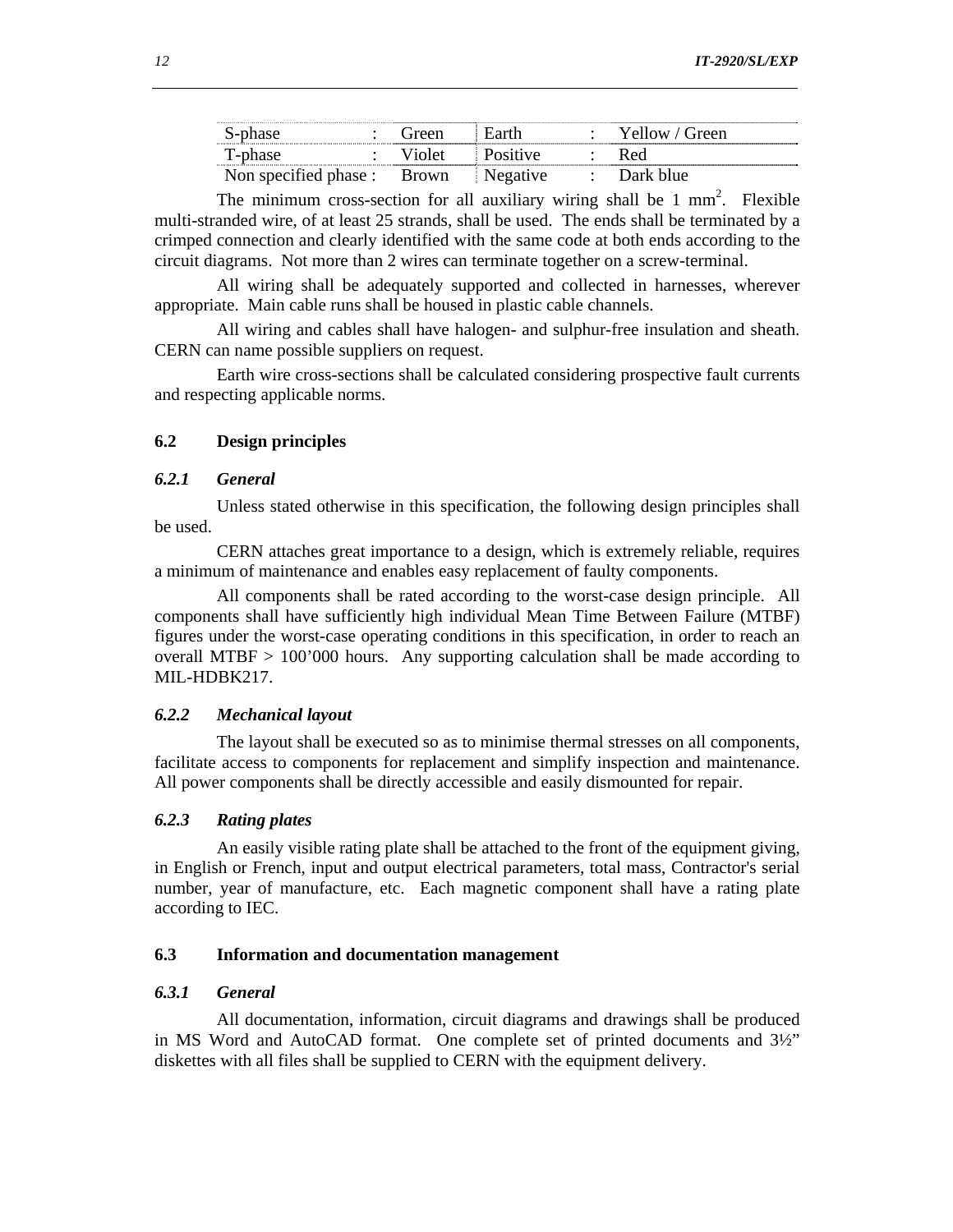| S-phase | : | Green | Earth | : | Yellow / Green |
|---|---|---|---|---|---|
| T-phase | : | Violet | Positive | : | Red |
| Non specified phase | : | Brown | Negative | : | Dark blue |

The minimum cross-section for all auxiliary wiring shall be 1 $mm^2$. Flexible multi-stranded wire, of at least 25 strands, shall be used. The ends shall be terminated by a crimped connection and clearly identified with the same code at both ends according to the circuit diagrams. Not more than 2 wires can terminate together on a screw-terminal.

All wiring shall be adequately supported and collected in harnesses, wherever appropriate. Main cable runs shall be housed in plastic cable channels.

All wiring and cables shall have halogen- and sulphur-free insulation and sheath. CERN can name possible suppliers on request.

Earth wire cross-sections shall be calculated considering prospective fault currents and respecting applicable norms.

## 6.2 Design principles

### *6.2.1 General*

Unless stated otherwise in this specification, the following design principles shall be used.

CERN attaches great importance to a design, which is extremely reliable, requires a minimum of maintenance and enables easy replacement of faulty components.

All components shall be rated according to the worst-case design principle. All components shall have sufficiently high individual Mean Time Between Failure (MTBF) figures under the worst-case operating conditions in this specification, in order to reach an overall MTBF > 100'000 hours. Any supporting calculation shall be made according to MIL-HDBK217.

### *6.2.2 Mechanical layout*

The layout shall be executed so as to minimise thermal stresses on all components, facilitate access to components for replacement and simplify inspection and maintenance. All power components shall be directly accessible and easily dismounted for repair.

### *6.2.3 Rating plates*

An easily visible rating plate shall be attached to the front of the equipment giving, in English or French, input and output electrical parameters, total mass, Contractor's serial number, year of manufacture, etc. Each magnetic component shall have a rating plate according to IEC.

## 6.3 Information and documentation management

### *6.3.1 General*

All documentation, information, circuit diagrams and drawings shall be produced in MS Word and AutoCAD format. One complete set of printed documents and 3½" diskettes with all files shall be supplied to CERN with the equipment delivery.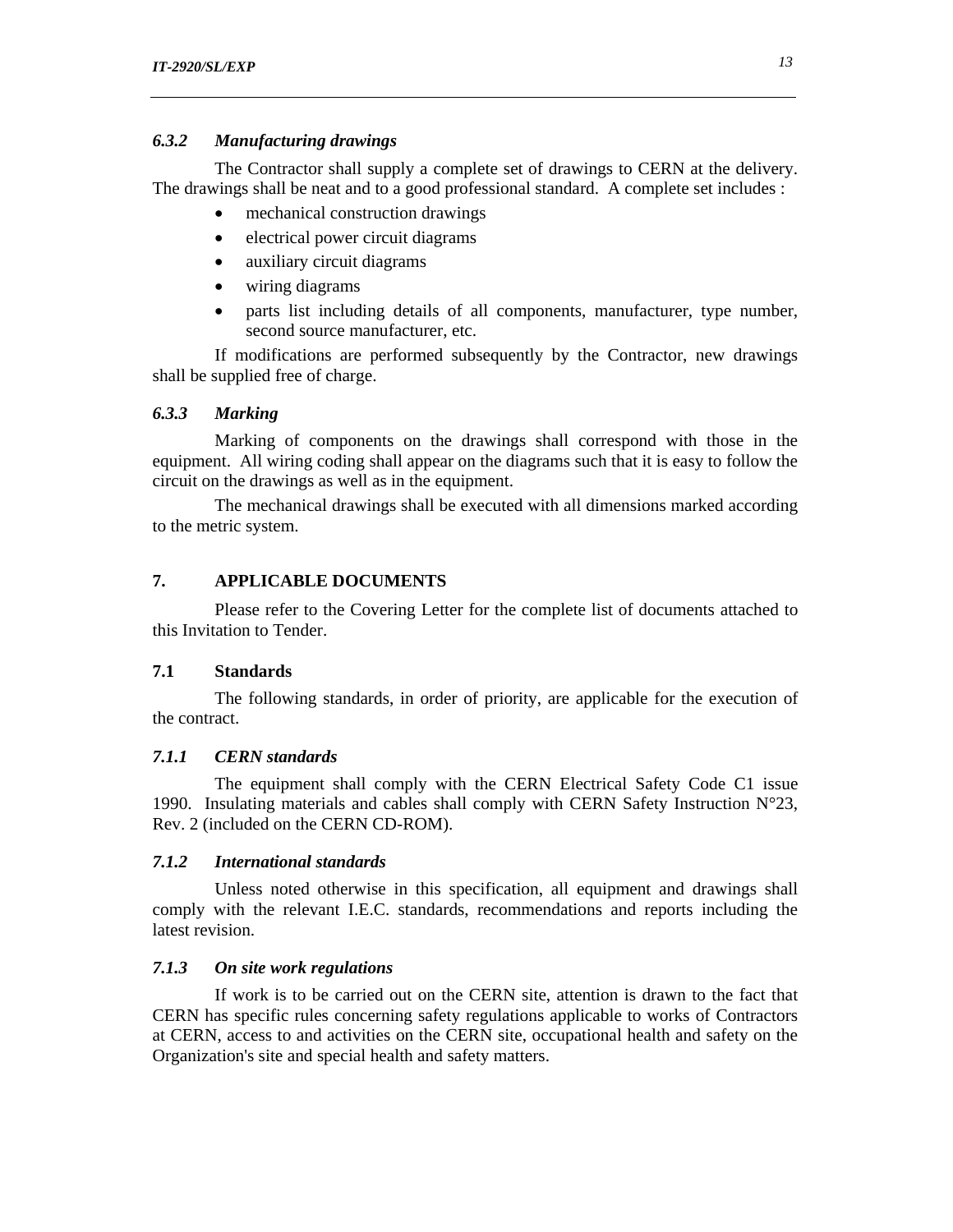#### *6.3.2 Manufacturing drawings*

The Contractor shall supply a complete set of drawings to CERN at the delivery. The drawings shall be neat and to a good professional standard. A complete set includes :

- mechanical construction drawings
- electrical power circuit diagrams
- auxiliary circuit diagrams
- wiring diagrams
- parts list including details of all components, manufacturer, type number, second source manufacturer, etc.

If modifications are performed subsequently by the Contractor, new drawings shall be supplied free of charge.

#### *6.3.3 Marking*

Marking of components on the drawings shall correspond with those in the equipment. All wiring coding shall appear on the diagrams such that it is easy to follow the circuit on the drawings as well as in the equipment.

The mechanical drawings shall be executed with all dimensions marked according to the metric system.

## 7. APPLICABLE DOCUMENTS

Please refer to the Covering Letter for the complete list of documents attached to this Invitation to Tender.

### 7.1 Standards

The following standards, in order of priority, are applicable for the execution of the contract.

#### *7.1.1 CERN standards*

The equipment shall comply with the CERN Electrical Safety Code C1 issue 1990. Insulating materials and cables shall comply with CERN Safety Instruction N°23, Rev. 2 (included on the CERN CD-ROM).

#### *7.1.2 International standards*

Unless noted otherwise in this specification, all equipment and drawings shall comply with the relevant I.E.C. standards, recommendations and reports including the latest revision.

#### *7.1.3 On site work regulations*

If work is to be carried out on the CERN site, attention is drawn to the fact that CERN has specific rules concerning safety regulations applicable to works of Contractors at CERN, access to and activities on the CERN site, occupational health and safety on the Organization's site and special health and safety matters.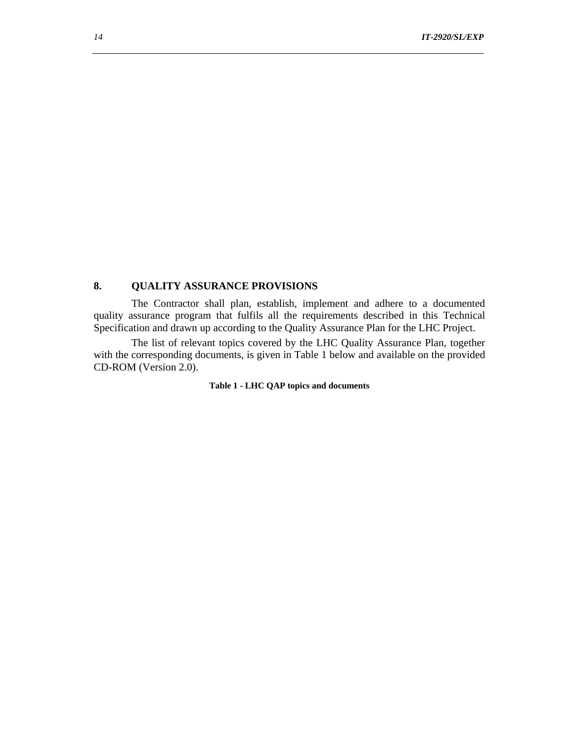## 8. QUALITY ASSURANCE PROVISIONS

The Contractor shall plan, establish, implement and adhere to a documented quality assurance program that fulfils all the requirements described in this Technical Specification and drawn up according to the Quality Assurance Plan for the LHC Project.

The list of relevant topics covered by the LHC Quality Assurance Plan, together with the corresponding documents, is given in Table 1 below and available on the provided CD-ROM (Version 2.0).

**Table 1 - LHC QAP topics and documents**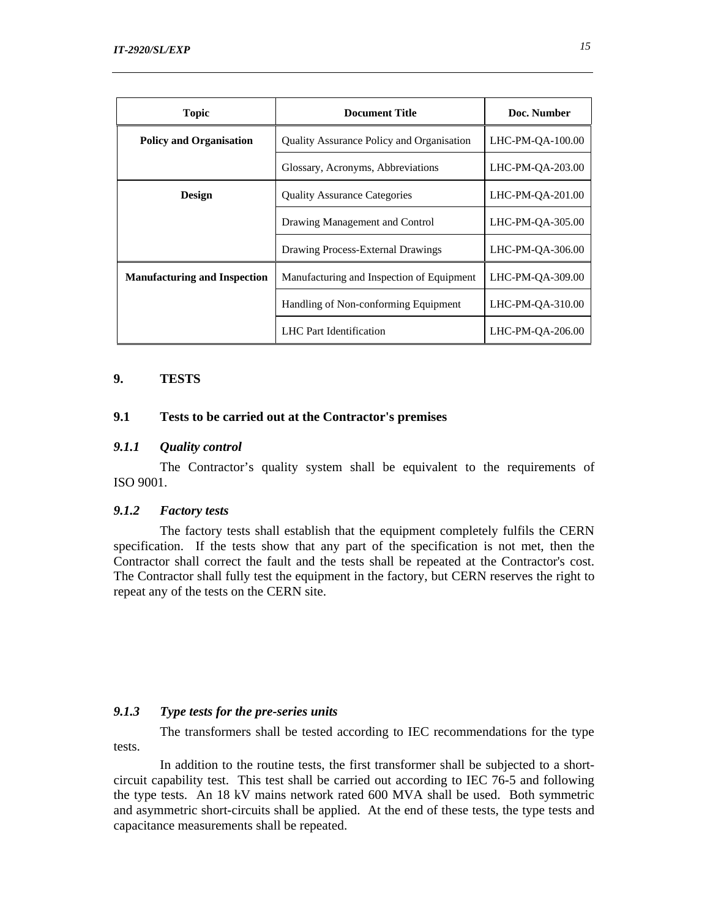| Topic | Document Title | Doc. Number |
|---|---|---|
| **Policy and Organisation** | Quality Assurance Policy and Organisation | LHC-PM-QA-100.00 |
| | Glossary, Acronyms, Abbreviations | LHC-PM-QA-203.00 |
| **Design** | Quality Assurance Categories | LHC-PM-QA-201.00 |
| | Drawing Management and Control | LHC-PM-QA-305.00 |
| | Drawing Process-External Drawings | LHC-PM-QA-306.00 |
| **Manufacturing and Inspection** | Manufacturing and Inspection of Equipment | LHC-PM-QA-309.00 |
| | Handling of Non-conforming Equipment | LHC-PM-QA-310.00 |
| | LHC Part Identification | LHC-PM-QA-206.00 |

# 9. TESTS

## 9.1 Tests to be carried out at the Contractor's premises

### *9.1.1 Quality control*

The Contractor's quality system shall be equivalent to the requirements of ISO 9001.

### *9.1.2 Factory tests*

The factory tests shall establish that the equipment completely fulfils the CERN specification. If the tests show that any part of the specification is not met, then the Contractor shall correct the fault and the tests shall be repeated at the Contractor's cost. The Contractor shall fully test the equipment in the factory, but CERN reserves the right to repeat any of the tests on the CERN site.

### *9.1.3 Type tests for the pre-series units*

The transformers shall be tested according to IEC recommendations for the type tests.

In addition to the routine tests, the first transformer shall be subjected to a short-circuit capability test. This test shall be carried out according to IEC 76-5 and following the type tests. An 18 kV mains network rated 600 MVA shall be used. Both symmetric and asymmetric short-circuits shall be applied. At the end of these tests, the type tests and capacitance measurements shall be repeated.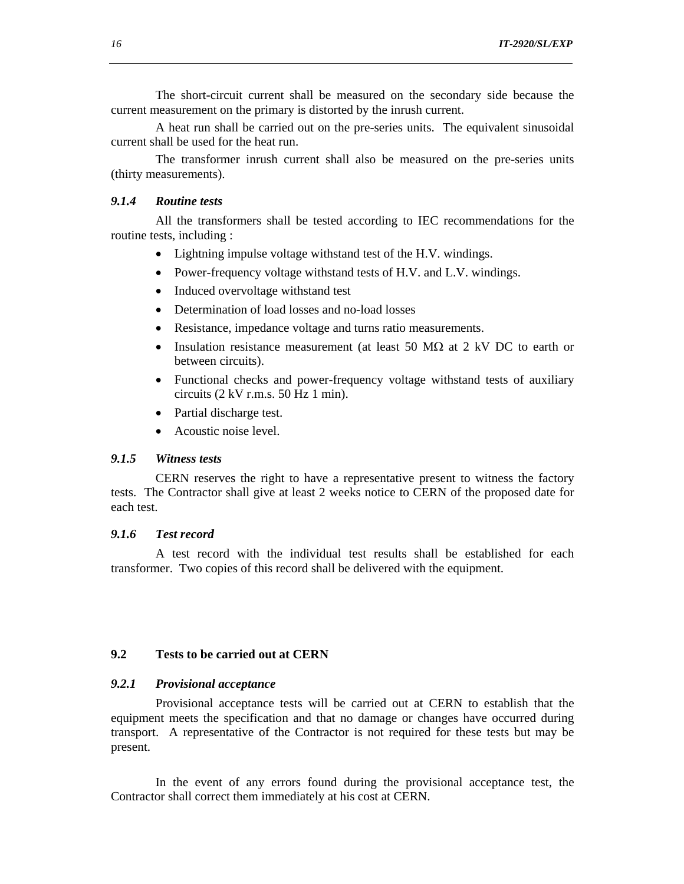The short-circuit current shall be measured on the secondary side because the current measurement on the primary is distorted by the inrush current.

A heat run shall be carried out on the pre-series units. The equivalent sinusoidal current shall be used for the heat run.

The transformer inrush current shall also be measured on the pre-series units (thirty measurements).

#### *9.1.4 Routine tests*

All the transformers shall be tested according to IEC recommendations for the routine tests, including :

- Lightning impulse voltage withstand test of the H.V. windings.
- Power-frequency voltage withstand tests of H.V. and L.V. windings.
- Induced overvoltage withstand test
- Determination of load losses and no-load losses
- Resistance, impedance voltage and turns ratio measurements.
- Insulation resistance measurement (at least 50 MΩ at 2 kV DC to earth or between circuits).
- Functional checks and power-frequency voltage withstand tests of auxiliary circuits (2 kV r.m.s. 50 Hz 1 min).
- Partial discharge test.
- Acoustic noise level.

#### *9.1.5 Witness tests*

CERN reserves the right to have a representative present to witness the factory tests. The Contractor shall give at least 2 weeks notice to CERN of the proposed date for each test.

#### *9.1.6 Test record*

A test record with the individual test results shall be established for each transformer. Two copies of this record shall be delivered with the equipment.

### 9.2 Tests to be carried out at CERN

#### *9.2.1 Provisional acceptance*

Provisional acceptance tests will be carried out at CERN to establish that the equipment meets the specification and that no damage or changes have occurred during transport. A representative of the Contractor is not required for these tests but may be present.

In the event of any errors found during the provisional acceptance test, the Contractor shall correct them immediately at his cost at CERN.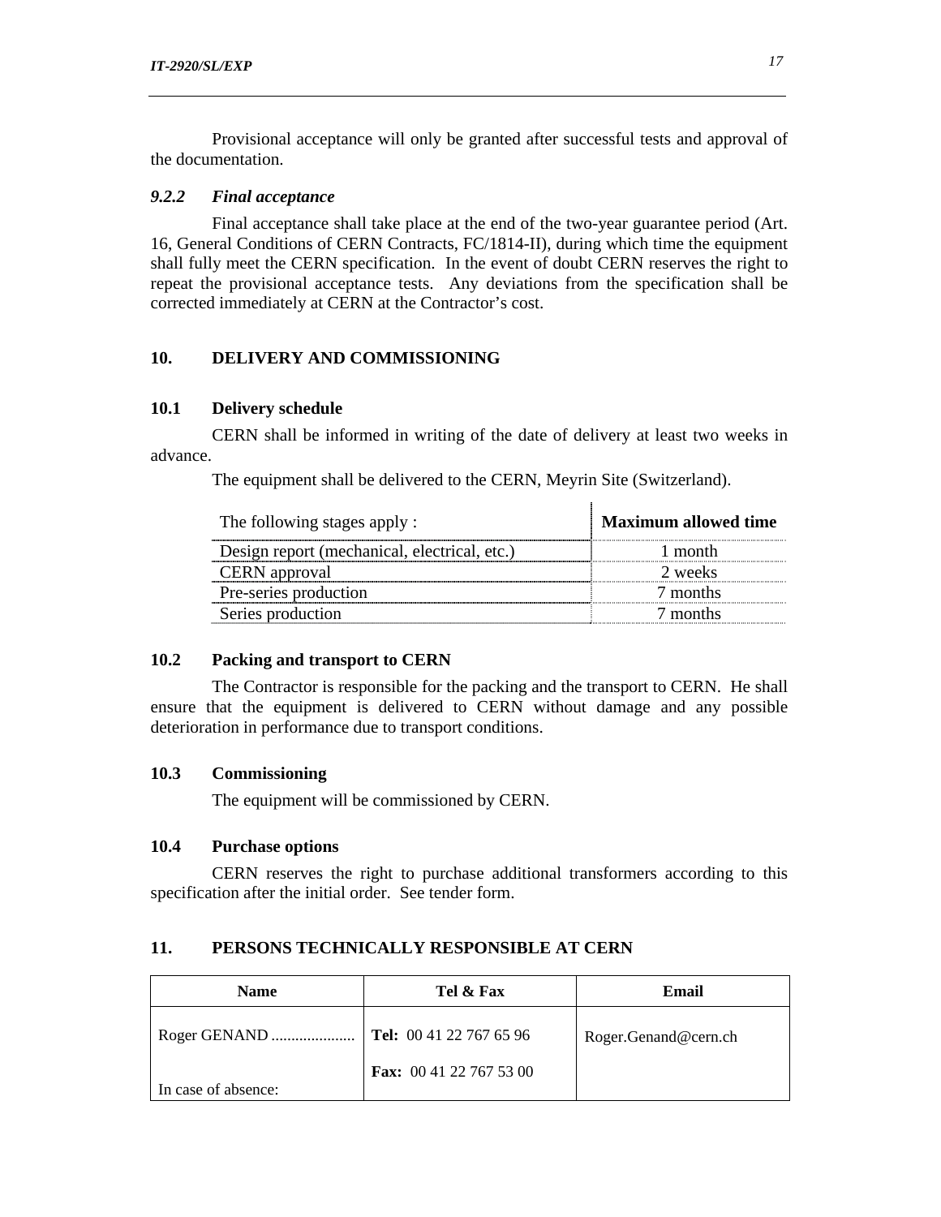Provisional acceptance will only be granted after successful tests and approval of the documentation.

### *9.2.2 Final acceptance*

Final acceptance shall take place at the end of the two-year guarantee period (Art. 16, General Conditions of CERN Contracts, FC/1814-II), during which time the equipment shall fully meet the CERN specification. In the event of doubt CERN reserves the right to repeat the provisional acceptance tests. Any deviations from the specification shall be corrected immediately at CERN at the Contractor's cost.

## 10. DELIVERY AND COMMISSIONING

### 10.1 Delivery schedule

CERN shall be informed in writing of the date of delivery at least two weeks in advance.

The equipment shall be delivered to the CERN, Meyrin Site (Switzerland).

| The following stages apply : | **Maximum allowed time** |
|---|---|
| Design report (mechanical, electrical, etc.) | 1 month |
| CERN approval | 2 weeks |
| Pre-series production | 7 months |
| Series production | 7 months |

### 10.2 Packing and transport to CERN

The Contractor is responsible for the packing and the transport to CERN. He shall ensure that the equipment is delivered to CERN without damage and any possible deterioration in performance due to transport conditions.

### 10.3 Commissioning

The equipment will be commissioned by CERN.

### 10.4 Purchase options

CERN reserves the right to purchase additional transformers according to this specification after the initial order. See tender form.

## 11. PERSONS TECHNICALLY RESPONSIBLE AT CERN

| Name | Tel & Fax | Email |
|---|---|---|
| Roger GENAND ..................... <br><br>In case of absence: | **Tel:** 00 41 22 767 65 96 <br><br>**Fax:** 00 41 22 767 53 00 | Roger.Genand@cern.ch |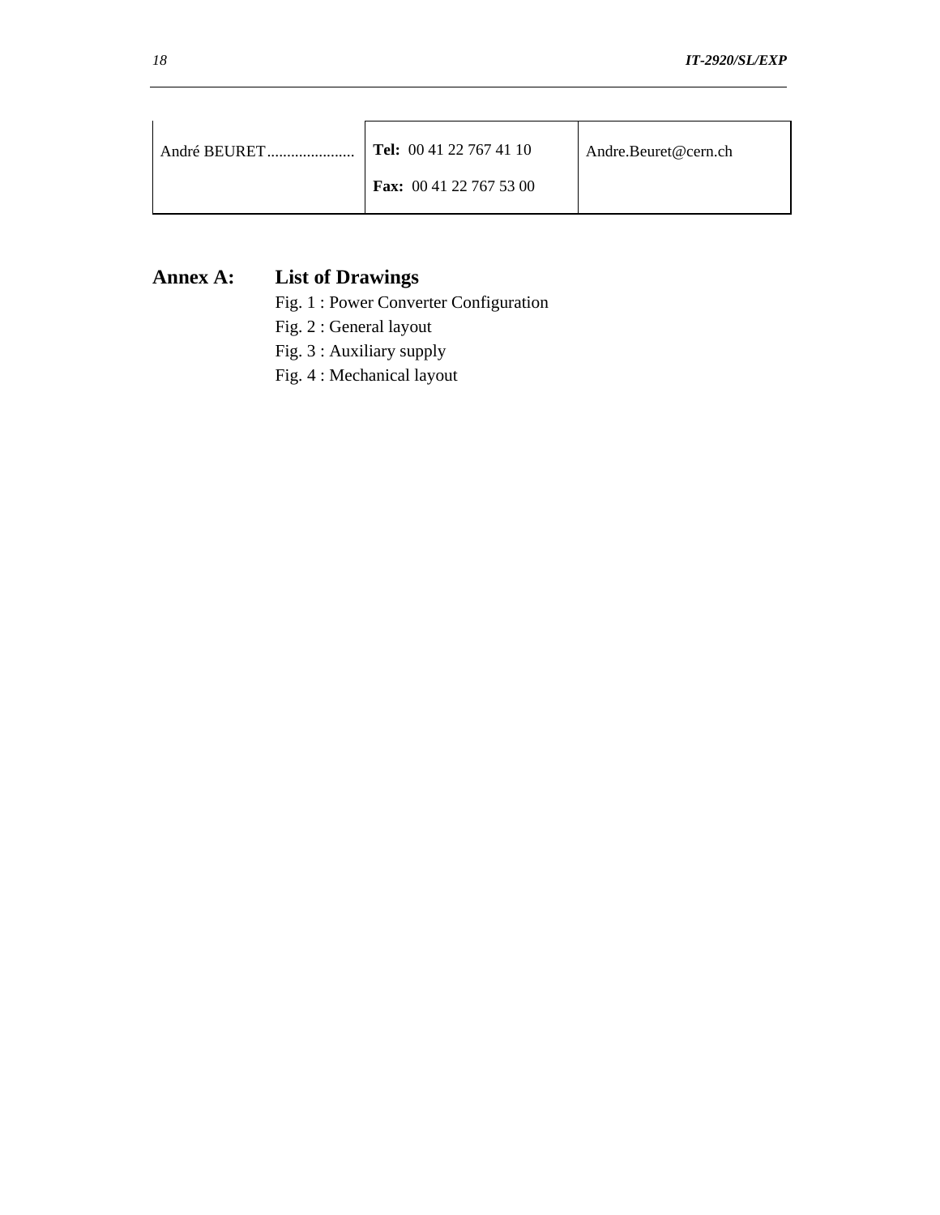| André BEURET...................... | **Tel:** 00 41 22 767 41 10<br>**Fax:** 00 41 22 767 53 00 | Andre.Beuret@cern.ch |
|---|---|---|

## Annex A: List of Drawings

Fig. 1 : Power Converter Configuration

Fig. 2 : General layout

Fig. 3 : Auxiliary supply

Fig. 4 : Mechanical layout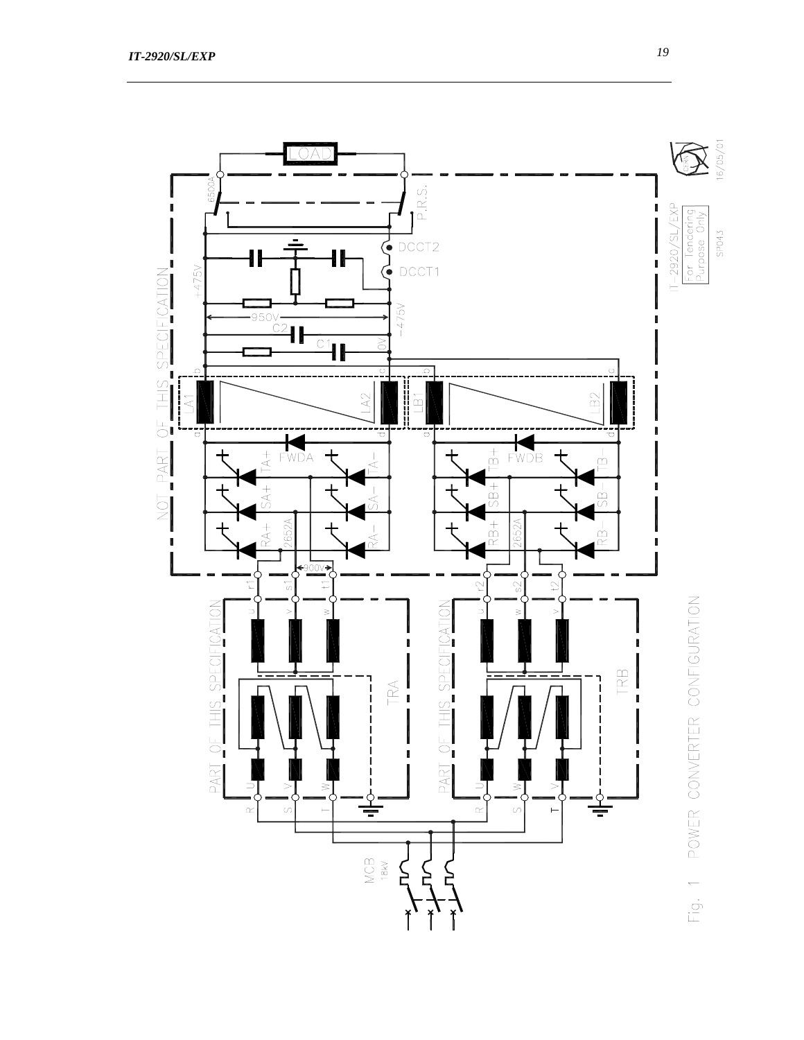Fig. 1 POWER CONVERTER CONFIGURATION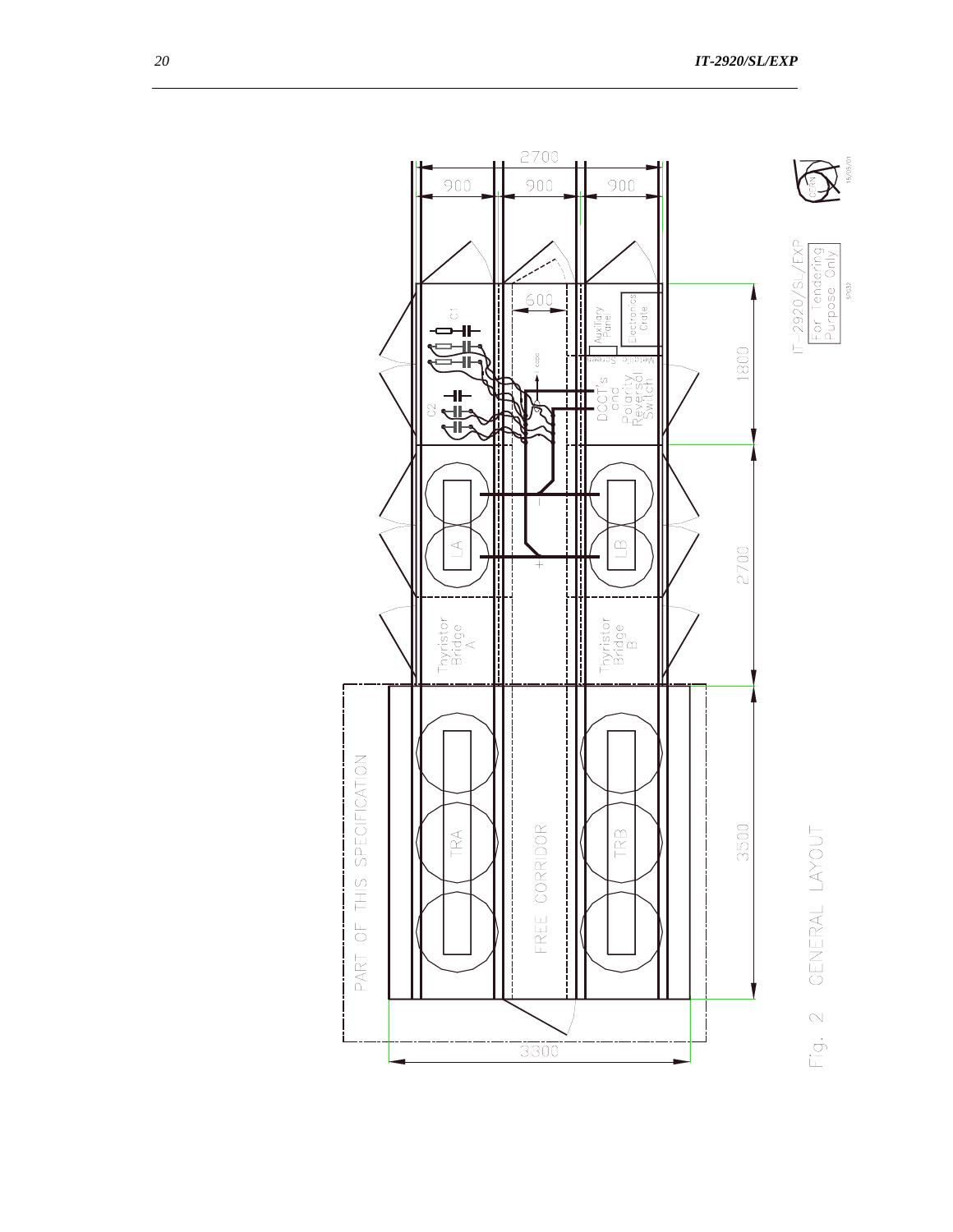Fig. 2 GENERAL LAYOUT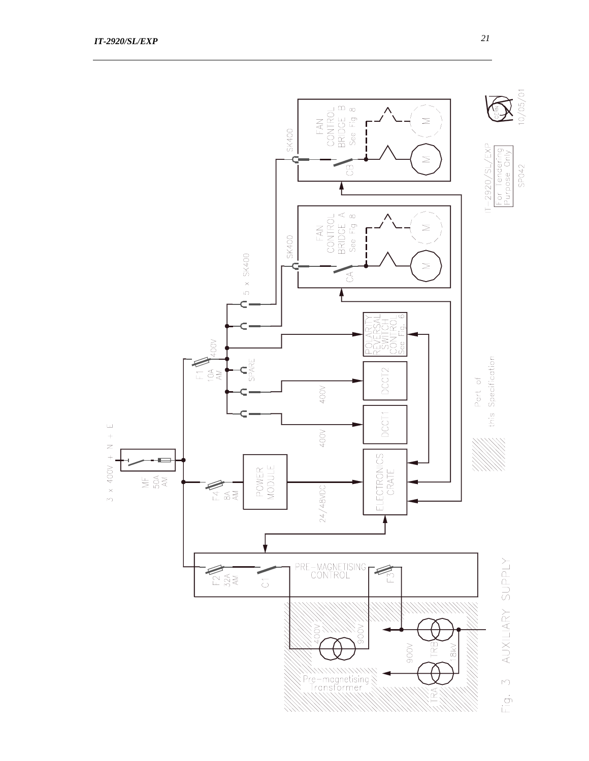3 x 400V + N + E

MF 50A AM

F4 8A AM

POWER MODULE

24/48VDC

ELECTRONICS CRATE

F1 10A AM

400V

SPARE

DCCT1

DCCT2

400V

400V

POLARITY REVERSAL SWITCH CONTROL See Fig. 6

5 x SK400

SK400

FAN CONTROL BRIDGE A See Fig 8

CA

M

M

SK400

FAN CONTROL BRIDGE B See Fig 8

CB

M

M

PRE-MAGNETISING CONTROL

F2 32A AM

C1

F3

400V

900V

Pre-magnetising Transformer

900V

TRB

18kV

TRA

Part of this Specification

IT-2920/SL/EXP

For Tendering Purpose Only

SP042

10/05/01

Fig. 3 AUXILIARY SUPPLY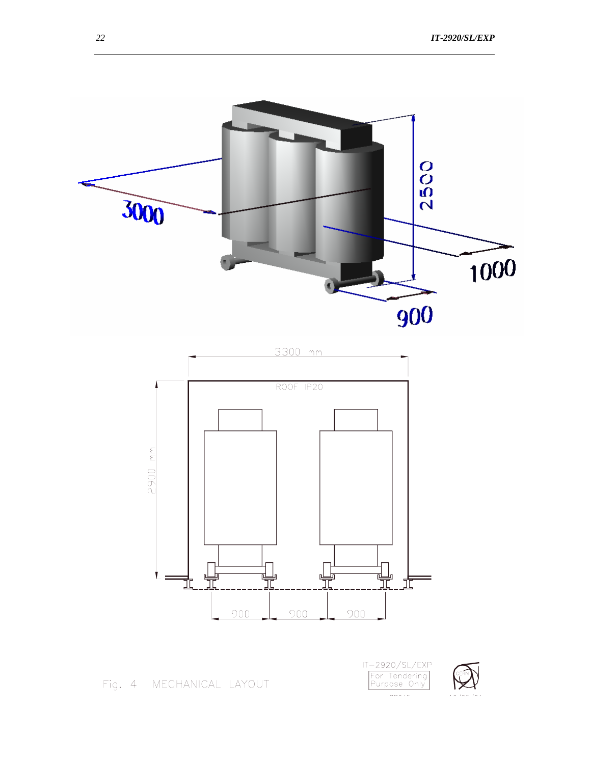3000

2500

1000

900

3300 mm

ROOF IP20

2900 mm

900

900

900

Fig. 4 MECHANICAL LAYOUT

IT-2920/SL/EXP

For Tendering Purpose Only